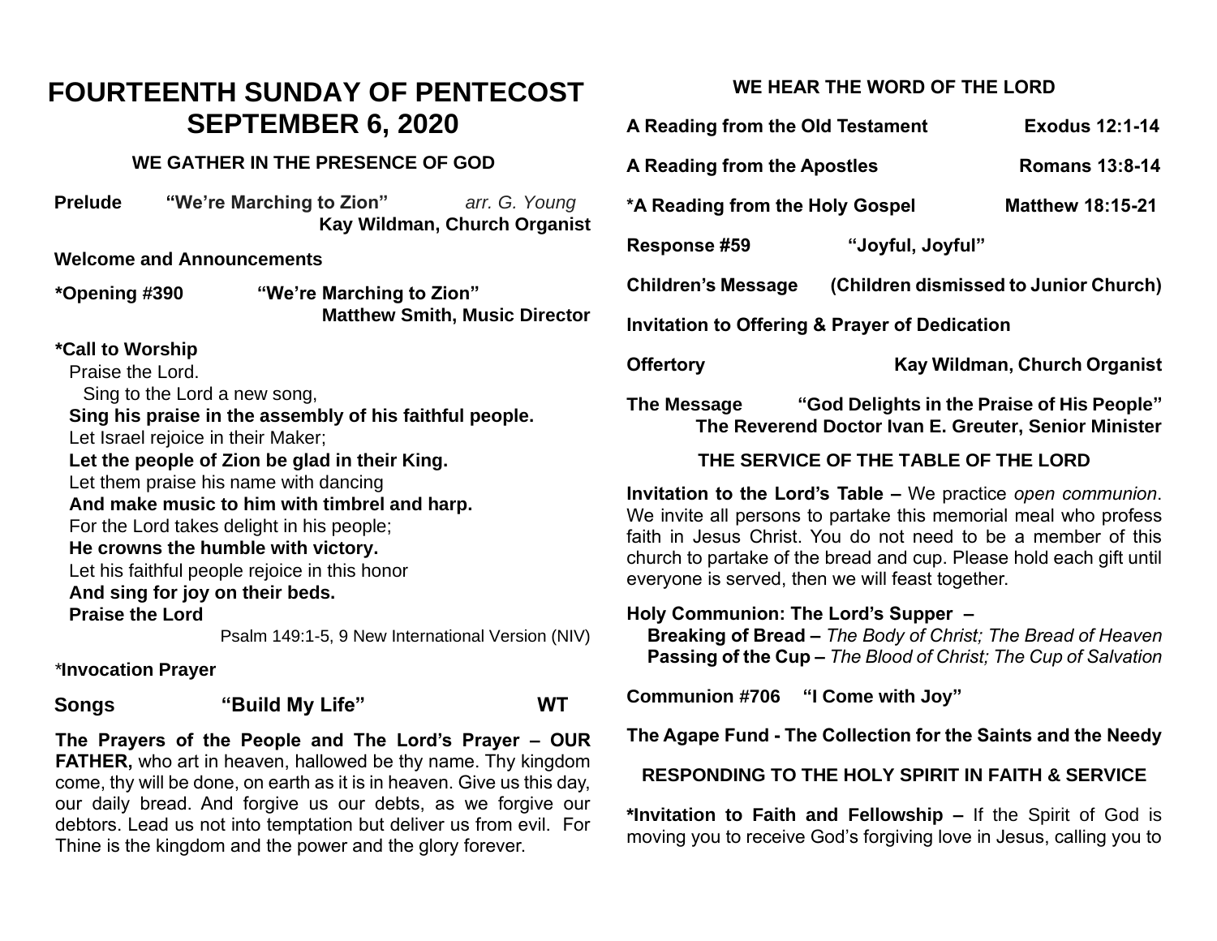# FOURTEENTH SUNDAY OF PENTECOST
# SEPTEMBER 6, 2020

### WE GATHER IN THE PRESENCE OF GOD

**Prelude** **"We're Marching to Zion"** *arr. G. Young*
**Kay Wildman, Church Organist**

**Welcome and Announcements**

**\*Opening #390** **"We're Marching to Zion"**
**Matthew Smith, Music Director**

**\*Call to Worship**

Praise the Lord.
Sing to the Lord a new song,
**Sing his praise in the assembly of his faithful people.**
Let Israel rejoice in their Maker;
**Let the people of Zion be glad in their King.**
Let them praise his name with dancing
**And make music to him with timbrel and harp.**
For the Lord takes delight in his people;
**He crowns the humble with victory.**
Let his faithful people rejoice in this honor
**And sing for joy on their beds.**
**Praise the Lord**

Psalm 149:1-5, 9 New International Version (NIV)

\***Invocation Prayer**

**Songs** **"Build My Life"** **WT**

**The Prayers of the People and The Lord's Prayer – OUR FATHER,** who art in heaven, hallowed be thy name. Thy kingdom come, thy will be done, on earth as it is in heaven. Give us this day, our daily bread. And forgive us our debts, as we forgive our debtors. Lead us not into temptation but deliver us from evil. For Thine is the kingdom and the power and the glory forever.

### WE HEAR THE WORD OF THE LORD

**A Reading from the Old Testament** **Exodus 12:1-14**

**A Reading from the Apostles** **Romans 13:8-14**

**\*A Reading from the Holy Gospel** **Matthew 18:15-21**

**Response #59** **"Joyful, Joyful"**

**Children's Message** **(Children dismissed to Junior Church)**

**Invitation to Offering & Prayer of Dedication**

**Offertory** **Kay Wildman, Church Organist**

**The Message** **"God Delights in the Praise of His People"**
**The Reverend Doctor Ivan E. Greuter, Senior Minister**

### THE SERVICE OF THE TABLE OF THE LORD

**Invitation to the Lord's Table –** We practice *open communion*. We invite all persons to partake this memorial meal who profess faith in Jesus Christ. You do not need to be a member of this church to partake of the bread and cup. Please hold each gift until everyone is served, then we will feast together.

**Holy Communion: The Lord's Supper –**
**Breaking of Bread –** *The Body of Christ; The Bread of Heaven*
**Passing of the Cup –** *The Blood of Christ; The Cup of Salvation*

**Communion #706** **"I Come with Joy"**

**The Agape Fund - The Collection for the Saints and the Needy**

### RESPONDING TO THE HOLY SPIRIT IN FAITH & SERVICE

**\*Invitation to Faith and Fellowship –** If the Spirit of God is moving you to receive God's forgiving love in Jesus, calling you to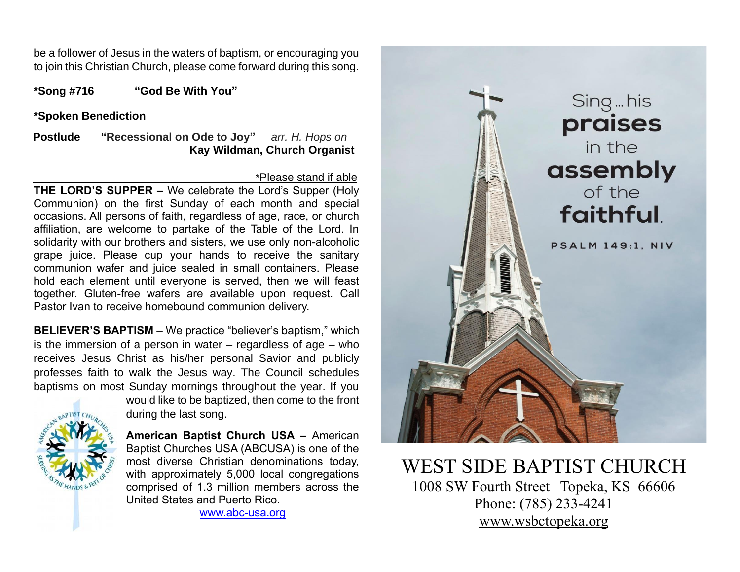be a follower of Jesus in the waters of baptism, or encouraging you to join this Christian Church, please come forward during this song.

**\*Song #716 "God Be With You"**

**\*Spoken Benediction**

**Postlude "Recessional on Ode to Joy"** *arr. H. Hops on*
**Kay Wildman, Church Organist**

*Please stand if able

**THE LORD'S SUPPER –** We celebrate the Lord's Supper (Holy Communion) on the first Sunday of each month and special occasions. All persons of faith, regardless of age, race, or church affiliation, are welcome to partake of the Table of the Lord. In solidarity with our brothers and sisters, we use only non-alcoholic grape juice. Please cup your hands to receive the sanitary communion wafer and juice sealed in small containers. Please hold each element until everyone is served, then we will feast together. Gluten-free wafers are available upon request. Call Pastor Ivan to receive homebound communion delivery.

**BELIEVER'S BAPTISM** – We practice "believer's baptism," which is the immersion of a person in water – regardless of age – who receives Jesus Christ as his/her personal Savior and publicly professes faith to walk the Jesus way. The Council schedules baptisms on most Sunday mornings throughout the year. If you would like to be baptized, then come to the front during the last song.

**American Baptist Church USA –** American Baptist Churches USA (ABCUSA) is one of the most diverse Christian denominations today, with approximately 5,000 local congregations comprised of 1.3 million members across the United States and Puerto Rico.

www.abc-usa.org

Sing… his **praises** in the **assembly** of the **faithful**.

PSALM 149:1, NIV

# WEST SIDE BAPTIST CHURCH

1008 SW Fourth Street | Topeka, KS 66606

Phone: (785) 233-4241

www.wsbctopeka.org